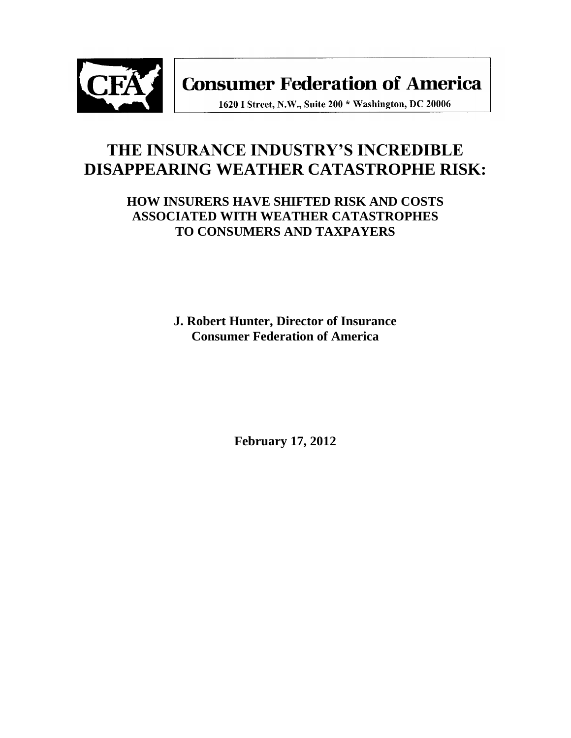**Consumer Federation of America**

1620 I Street, N.W., Suite 200 * Washington, DC 20006

# THE INSURANCE INDUSTRY'S INCREDIBLE DISAPPEARING WEATHER CATASTROPHE RISK:

## HOW INSURERS HAVE SHIFTED RISK AND COSTS ASSOCIATED WITH WEATHER CATASTROPHES TO CONSUMERS AND TAXPAYERS

**J. Robert Hunter, Director of Insurance**
**Consumer Federation of America**

**February 17, 2012**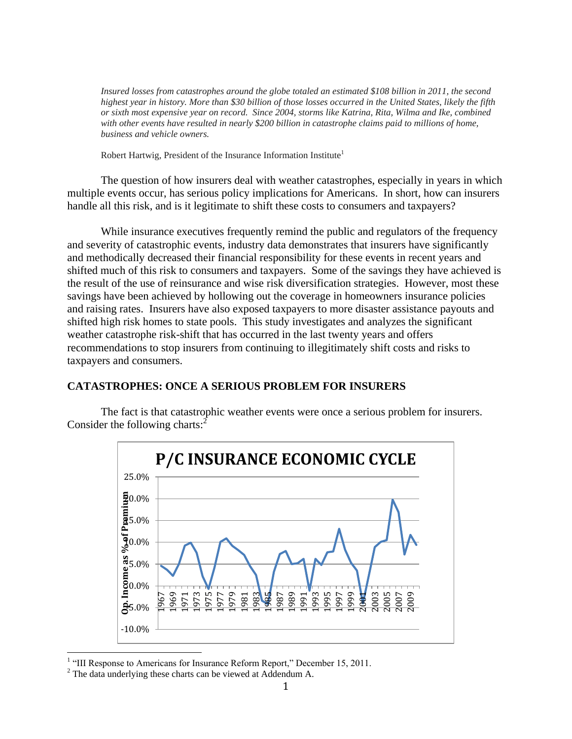*Insured losses from catastrophes around the globe totaled an estimated $108 billion in 2011, the second highest year in history. More than $30 billion of those losses occurred in the United States, likely the fifth or sixth most expensive year on record. Since 2004, storms like Katrina, Rita, Wilma and Ike, combined with other events have resulted in nearly $200 billion in catastrophe claims paid to millions of home, business and vehicle owners.*

Robert Hartwig, President of the Insurance Information Institute[1]

The question of how insurers deal with weather catastrophes, especially in years in which multiple events occur, has serious policy implications for Americans. In short, how can insurers handle all this risk, and is it legitimate to shift these costs to consumers and taxpayers?

While insurance executives frequently remind the public and regulators of the frequency and severity of catastrophic events, industry data demonstrates that insurers have significantly and methodically decreased their financial responsibility for these events in recent years and shifted much of this risk to consumers and taxpayers. Some of the savings they have achieved is the result of the use of reinsurance and wise risk diversification strategies. However, most these savings have been achieved by hollowing out the coverage in homeowners insurance policies and raising rates. Insurers have also exposed taxpayers to more disaster assistance payouts and shifted high risk homes to state pools. This study investigates and analyzes the significant weather catastrophe risk-shift that has occurred in the last twenty years and offers recommendations to stop insurers from continuing to illegitimately shift costs and risks to taxpayers and consumers.

## CATASTROPHES: ONCE A SERIOUS PROBLEM FOR INSURERS

The fact is that catastrophic weather events were once a serious problem for insurers. Consider the following charts:[2]

**P/C INSURANCE ECONOMIC CYCLE**

Op. Income as % of Premium

25.0%, 20.0%, 15.0%, 10.0%, 5.0%, 0.0%, -5.0%, -10.0%

1967 1969 1971 1973 1975 1977 1979 1981 1983 1985 1987 1989 1991 1993 1995 1997 1999 2001 2003 2005 2007 2009

[1] "III Response to Americans for Insurance Reform Report," December 15, 2011.

[2] The data underlying these charts can be viewed at Addendum A.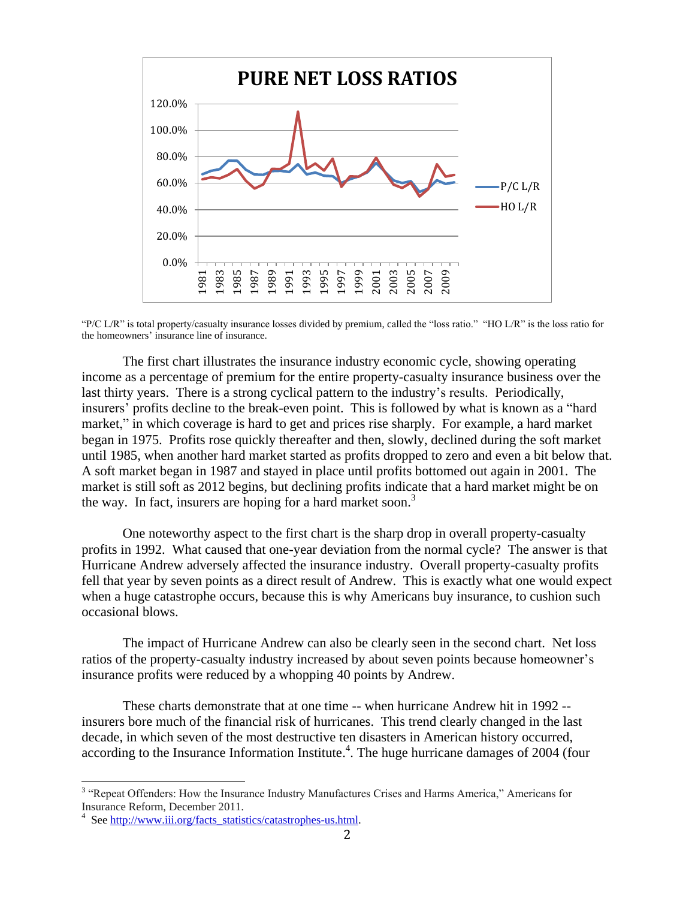**PURE NET LOSS RATIOS**

"P/C L/R" is total property/casualty insurance losses divided by premium, called the "loss ratio." "HO L/R" is the loss ratio for the homeowners' insurance line of insurance.

The first chart illustrates the insurance industry economic cycle, showing operating income as a percentage of premium for the entire property-casualty insurance business over the last thirty years. There is a strong cyclical pattern to the industry's results. Periodically, insurers' profits decline to the break-even point. This is followed by what is known as a "hard market," in which coverage is hard to get and prices rise sharply. For example, a hard market began in 1975. Profits rose quickly thereafter and then, slowly, declined during the soft market until 1985, when another hard market started as profits dropped to zero and even a bit below that. A soft market began in 1987 and stayed in place until profits bottomed out again in 2001. The market is still soft as 2012 begins, but declining profits indicate that a hard market might be on the way. In fact, insurers are hoping for a hard market soon.[3]

One noteworthy aspect to the first chart is the sharp drop in overall property-casualty profits in 1992. What caused that one-year deviation from the normal cycle? The answer is that Hurricane Andrew adversely affected the insurance industry. Overall property-casualty profits fell that year by seven points as a direct result of Andrew. This is exactly what one would expect when a huge catastrophe occurs, because this is why Americans buy insurance, to cushion such occasional blows.

The impact of Hurricane Andrew can also be clearly seen in the second chart. Net loss ratios of the property-casualty industry increased by about seven points because homeowner's insurance profits were reduced by a whopping 40 points by Andrew.

These charts demonstrate that at one time -- when hurricane Andrew hit in 1992 -- insurers bore much of the financial risk of hurricanes. This trend clearly changed in the last decade, in which seven of the most destructive ten disasters in American history occurred, according to the Insurance Information Institute.[4]. The huge hurricane damages of 2004 (four

---

[3] "Repeat Offenders: How the Insurance Industry Manufactures Crises and Harms America," Americans for Insurance Reform, December 2011.

[4] See http://www.iii.org/facts_statistics/catastrophes-us.html.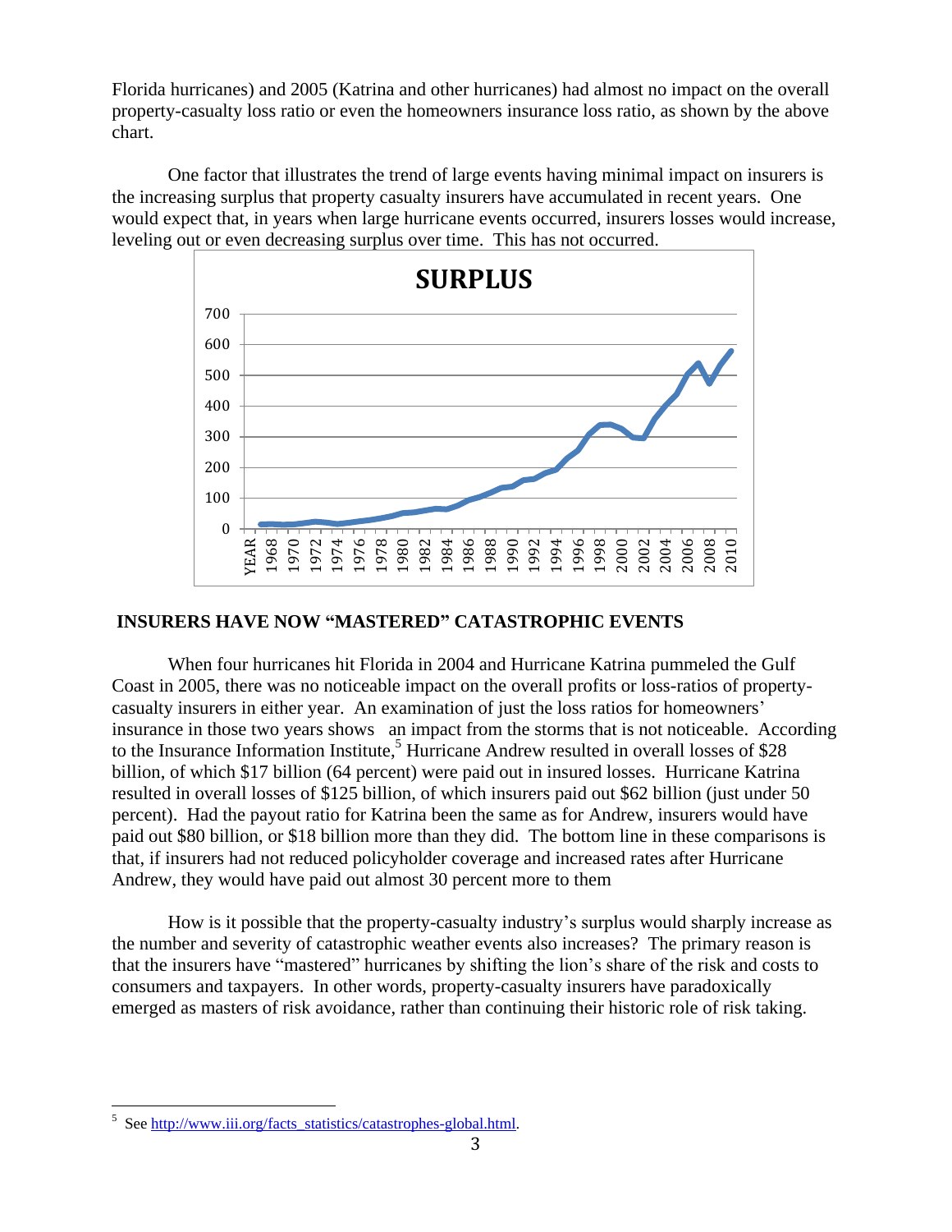Florida hurricanes) and 2005 (Katrina and other hurricanes) had almost no impact on the overall property-casualty loss ratio or even the homeowners insurance loss ratio, as shown by the above chart.

One factor that illustrates the trend of large events having minimal impact on insurers is the increasing surplus that property casualty insurers have accumulated in recent years. One would expect that, in years when large hurricane events occurred, insurers losses would increase, leveling out or even decreasing surplus over time. This has not occurred.

## INSURERS HAVE NOW "MASTERED" CATASTROPHIC EVENTS

When four hurricanes hit Florida in 2004 and Hurricane Katrina pummeled the Gulf Coast in 2005, there was no noticeable impact on the overall profits or loss-ratios of property-casualty insurers in either year. An examination of just the loss ratios for homeowners' insurance in those two years shows an impact from the storms that is not noticeable. According to the Insurance Information Institute,[5] Hurricane Andrew resulted in overall losses of $28 billion, of which $17 billion (64 percent) were paid out in insured losses. Hurricane Katrina resulted in overall losses of $125 billion, of which insurers paid out $62 billion (just under 50 percent). Had the payout ratio for Katrina been the same as for Andrew, insurers would have paid out $80 billion, or $18 billion more than they did. The bottom line in these comparisons is that, if insurers had not reduced policyholder coverage and increased rates after Hurricane Andrew, they would have paid out almost 30 percent more to them

How is it possible that the property-casualty industry's surplus would sharply increase as the number and severity of catastrophic weather events also increases? The primary reason is that the insurers have "mastered" hurricanes by shifting the lion's share of the risk and costs to consumers and taxpayers. In other words, property-casualty insurers have paradoxically emerged as masters of risk avoidance, rather than continuing their historic role of risk taking.

---

[5] See http://www.iii.org/facts_statistics/catastrophes-global.html.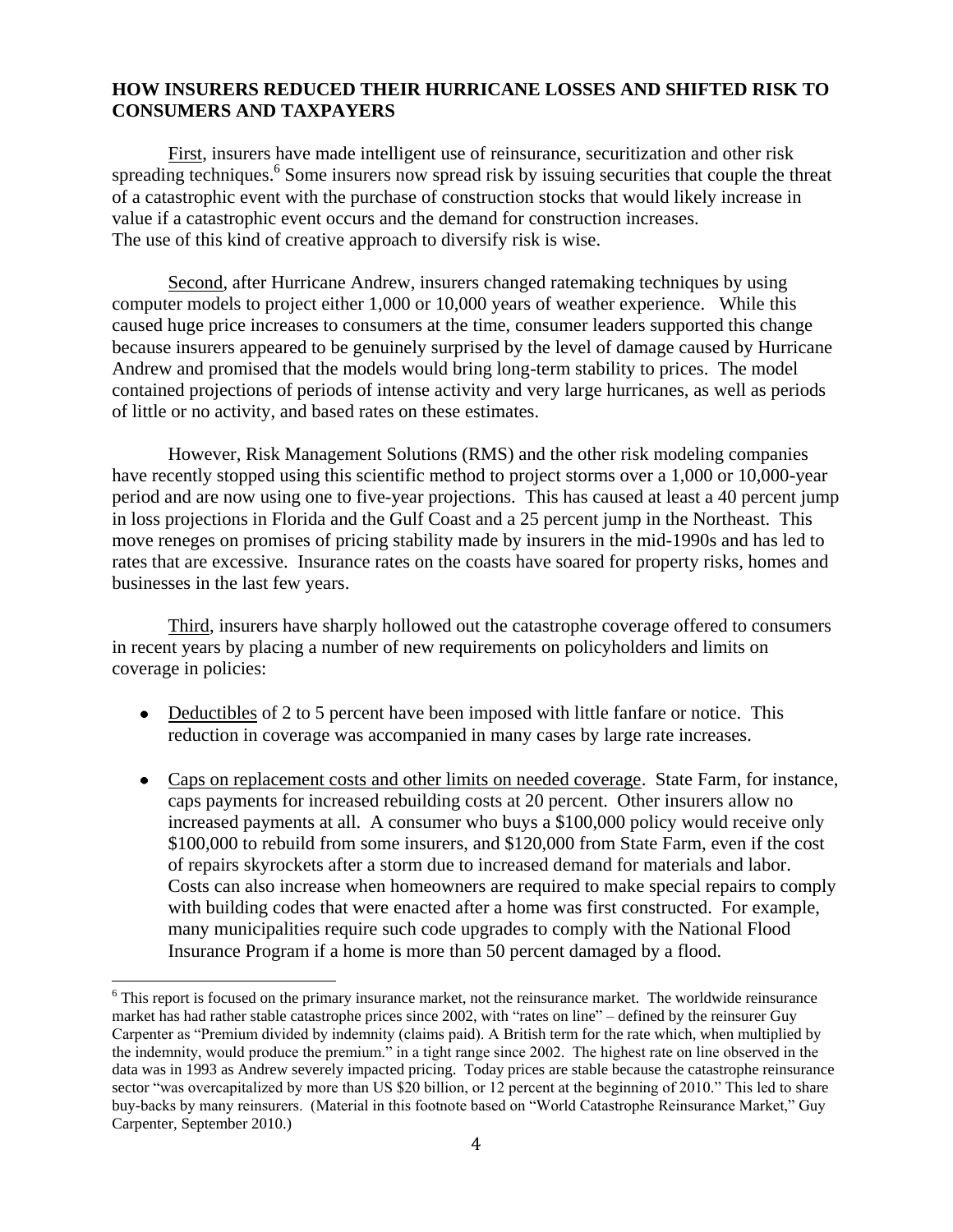**HOW INSURERS REDUCED THEIR HURRICANE LOSSES AND SHIFTED RISK TO CONSUMERS AND TAXPAYERS**

First, insurers have made intelligent use of reinsurance, securitization and other risk spreading techniques.[6] Some insurers now spread risk by issuing securities that couple the threat of a catastrophic event with the purchase of construction stocks that would likely increase in value if a catastrophic event occurs and the demand for construction increases. The use of this kind of creative approach to diversify risk is wise.

Second, after Hurricane Andrew, insurers changed ratemaking techniques by using computer models to project either 1,000 or 10,000 years of weather experience. While this caused huge price increases to consumers at the time, consumer leaders supported this change because insurers appeared to be genuinely surprised by the level of damage caused by Hurricane Andrew and promised that the models would bring long-term stability to prices. The model contained projections of periods of intense activity and very large hurricanes, as well as periods of little or no activity, and based rates on these estimates.

However, Risk Management Solutions (RMS) and the other risk modeling companies have recently stopped using this scientific method to project storms over a 1,000 or 10,000-year period and are now using one to five-year projections. This has caused at least a 40 percent jump in loss projections in Florida and the Gulf Coast and a 25 percent jump in the Northeast. This move reneges on promises of pricing stability made by insurers in the mid-1990s and has led to rates that are excessive. Insurance rates on the coasts have soared for property risks, homes and businesses in the last few years.

Third, insurers have sharply hollowed out the catastrophe coverage offered to consumers in recent years by placing a number of new requirements on policyholders and limits on coverage in policies:

- Deductibles of 2 to 5 percent have been imposed with little fanfare or notice. This reduction in coverage was accompanied in many cases by large rate increases.
- Caps on replacement costs and other limits on needed coverage. State Farm, for instance, caps payments for increased rebuilding costs at 20 percent. Other insurers allow no increased payments at all. A consumer who buys a $100,000 policy would receive only $100,000 to rebuild from some insurers, and $120,000 from State Farm, even if the cost of repairs skyrockets after a storm due to increased demand for materials and labor. Costs can also increase when homeowners are required to make special repairs to comply with building codes that were enacted after a home was first constructed. For example, many municipalities require such code upgrades to comply with the National Flood Insurance Program if a home is more than 50 percent damaged by a flood.

[6] This report is focused on the primary insurance market, not the reinsurance market. The worldwide reinsurance market has had rather stable catastrophe prices since 2002, with "rates on line" – defined by the reinsurer Guy Carpenter as "Premium divided by indemnity (claims paid). A British term for the rate which, when multiplied by the indemnity, would produce the premium." in a tight range since 2002. The highest rate on line observed in the data was in 1993 as Andrew severely impacted pricing. Today prices are stable because the catastrophe reinsurance sector "was overcapitalized by more than US $20 billion, or 12 percent at the beginning of 2010." This led to share buy-backs by many reinsurers. (Material in this footnote based on "World Catastrophe Reinsurance Market," Guy Carpenter, September 2010.)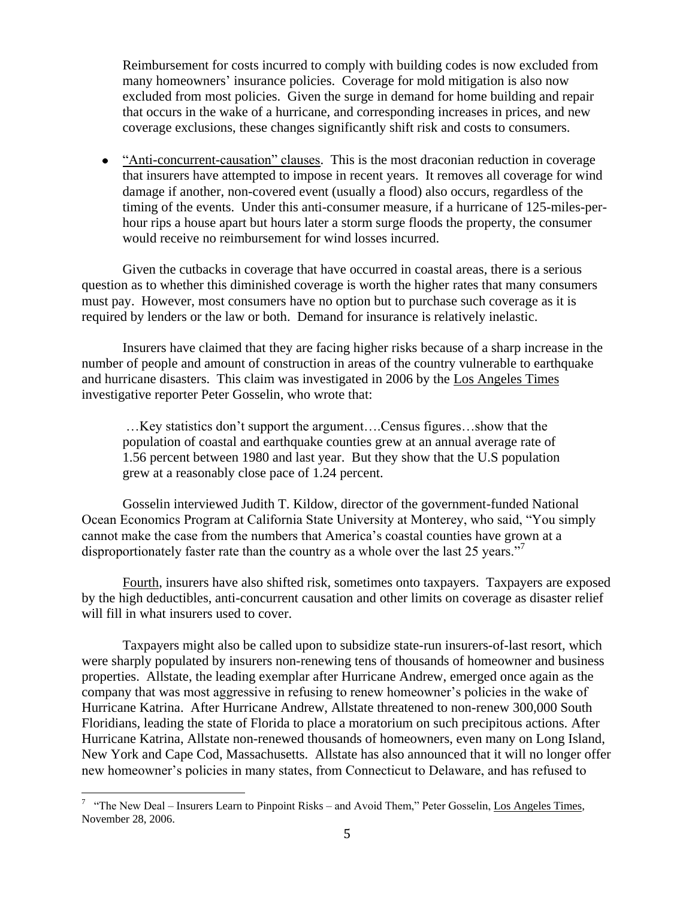Reimbursement for costs incurred to comply with building codes is now excluded from many homeowners' insurance policies. Coverage for mold mitigation is also now excluded from most policies. Given the surge in demand for home building and repair that occurs in the wake of a hurricane, and corresponding increases in prices, and new coverage exclusions, these changes significantly shift risk and costs to consumers.

- "Anti-concurrent-causation" clauses. This is the most draconian reduction in coverage that insurers have attempted to impose in recent years. It removes all coverage for wind damage if another, non-covered event (usually a flood) also occurs, regardless of the timing of the events. Under this anti-consumer measure, if a hurricane of 125-miles-per-hour rips a house apart but hours later a storm surge floods the property, the consumer would receive no reimbursement for wind losses incurred.

Given the cutbacks in coverage that have occurred in coastal areas, there is a serious question as to whether this diminished coverage is worth the higher rates that many consumers must pay. However, most consumers have no option but to purchase such coverage as it is required by lenders or the law or both. Demand for insurance is relatively inelastic.

Insurers have claimed that they are facing higher risks because of a sharp increase in the number of people and amount of construction in areas of the country vulnerable to earthquake and hurricane disasters. This claim was investigated in 2006 by the Los Angeles Times investigative reporter Peter Gosselin, who wrote that:

> …Key statistics don't support the argument….Census figures…show that the population of coastal and earthquake counties grew at an annual average rate of 1.56 percent between 1980 and last year. But they show that the U.S population grew at a reasonably close pace of 1.24 percent.

Gosselin interviewed Judith T. Kildow, director of the government-funded National Ocean Economics Program at California State University at Monterey, who said, "You simply cannot make the case from the numbers that America's coastal counties have grown at a disproportionately faster rate than the country as a whole over the last 25 years."[7]

Fourth, insurers have also shifted risk, sometimes onto taxpayers. Taxpayers are exposed by the high deductibles, anti-concurrent causation and other limits on coverage as disaster relief will fill in what insurers used to cover.

Taxpayers might also be called upon to subsidize state-run insurers-of-last resort, which were sharply populated by insurers non-renewing tens of thousands of homeowner and business properties. Allstate, the leading exemplar after Hurricane Andrew, emerged once again as the company that was most aggressive in refusing to renew homeowner's policies in the wake of Hurricane Katrina. After Hurricane Andrew, Allstate threatened to non-renew 300,000 South Floridians, leading the state of Florida to place a moratorium on such precipitous actions. After Hurricane Katrina, Allstate non-renewed thousands of homeowners, even many on Long Island, New York and Cape Cod, Massachusetts. Allstate has also announced that it will no longer offer new homeowner's policies in many states, from Connecticut to Delaware, and has refused to

---

[7] "The New Deal – Insurers Learn to Pinpoint Risks – and Avoid Them," Peter Gosselin, Los Angeles Times, November 28, 2006.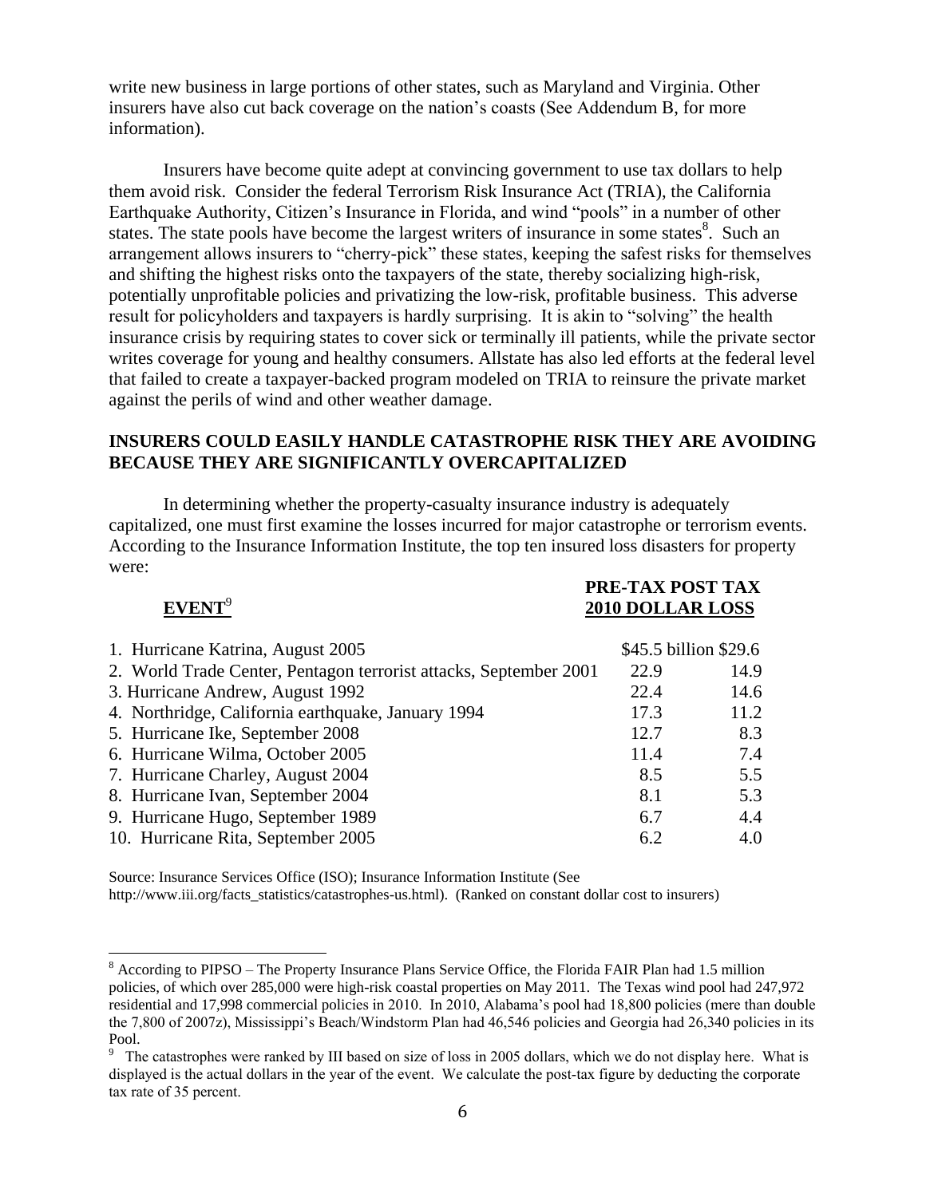write new business in large portions of other states, such as Maryland and Virginia. Other insurers have also cut back coverage on the nation's coasts (See Addendum B, for more information).

Insurers have become quite adept at convincing government to use tax dollars to help them avoid risk. Consider the federal Terrorism Risk Insurance Act (TRIA), the California Earthquake Authority, Citizen's Insurance in Florida, and wind "pools" in a number of other states. The state pools have become the largest writers of insurance in some states[8]. Such an arrangement allows insurers to "cherry-pick" these states, keeping the safest risks for themselves and shifting the highest risks onto the taxpayers of the state, thereby socializing high-risk, potentially unprofitable policies and privatizing the low-risk, profitable business. This adverse result for policyholders and taxpayers is hardly surprising. It is akin to "solving" the health insurance crisis by requiring states to cover sick or terminally ill patients, while the private sector writes coverage for young and healthy consumers. Allstate has also led efforts at the federal level that failed to create a taxpayer-backed program modeled on TRIA to reinsure the private market against the perils of wind and other weather damage.

## INSURERS COULD EASILY HANDLE CATASTROPHE RISK THEY ARE AVOIDING BECAUSE THEY ARE SIGNIFICANTLY OVERCAPITALIZED

In determining whether the property-casualty insurance industry is adequately capitalized, one must first examine the losses incurred for major catastrophe or terrorism events. According to the Insurance Information Institute, the top ten insured loss disasters for property were:

| **EVENT**[9] | **PRE-TAX 2010 DOLLAR LOSS** | **POST TAX 2010 DOLLAR LOSS** |
|---|---|---|
| 1. Hurricane Katrina, August 2005 | $45.5 billion | $29.6 |
| 2. World Trade Center, Pentagon terrorist attacks, September 2001 | 22.9 | 14.9 |
| 3. Hurricane Andrew, August 1992 | 22.4 | 14.6 |
| 4. Northridge, California earthquake, January 1994 | 17.3 | 11.2 |
| 5. Hurricane Ike, September 2008 | 12.7 | 8.3 |
| 6. Hurricane Wilma, October 2005 | 11.4 | 7.4 |
| 7. Hurricane Charley, August 2004 | 8.5 | 5.5 |
| 8. Hurricane Ivan, September 2004 | 8.1 | 5.3 |
| 9. Hurricane Hugo, September 1989 | 6.7 | 4.4 |
| 10. Hurricane Rita, September 2005 | 6.2 | 4.0 |

Source: Insurance Services Office (ISO); Insurance Information Institute (See http://www.iii.org/facts_statistics/catastrophes-us.html). (Ranked on constant dollar cost to insurers)

---

[8] According to PIPSO – The Property Insurance Plans Service Office, the Florida FAIR Plan had 1.5 million policies, of which over 285,000 were high-risk coastal properties on May 2011. The Texas wind pool had 247,972 residential and 17,998 commercial policies in 2010. In 2010, Alabama's pool had 18,800 policies (mere than double the 7,800 of 2007z), Mississippi's Beach/Windstorm Plan had 46,546 policies and Georgia had 26,340 policies in its Pool.

[9] The catastrophes were ranked by III based on size of loss in 2005 dollars, which we do not display here. What is displayed is the actual dollars in the year of the event. We calculate the post-tax figure by deducting the corporate tax rate of 35 percent.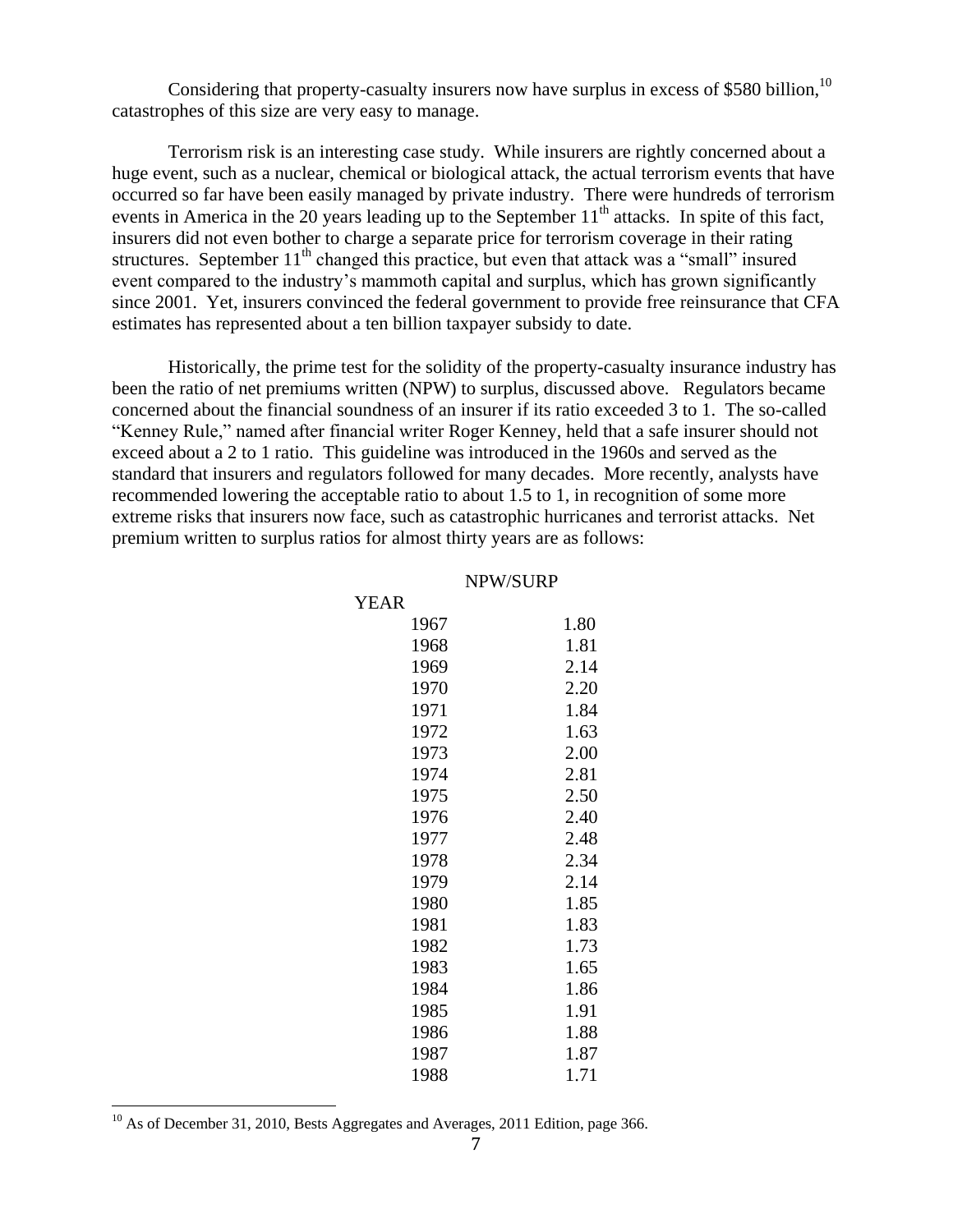Considering that property-casualty insurers now have surplus in excess of $580 billion,[10] catastrophes of this size are very easy to manage.

Terrorism risk is an interesting case study. While insurers are rightly concerned about a huge event, such as a nuclear, chemical or biological attack, the actual terrorism events that have occurred so far have been easily managed by private industry. There were hundreds of terrorism events in America in the 20 years leading up to the September 11th attacks. In spite of this fact, insurers did not even bother to charge a separate price for terrorism coverage in their rating structures. September 11th changed this practice, but even that attack was a "small" insured event compared to the industry's mammoth capital and surplus, which has grown significantly since 2001. Yet, insurers convinced the federal government to provide free reinsurance that CFA estimates has represented about a ten billion taxpayer subsidy to date.

Historically, the prime test for the solidity of the property-casualty insurance industry has been the ratio of net premiums written (NPW) to surplus, discussed above. Regulators became concerned about the financial soundness of an insurer if its ratio exceeded 3 to 1. The so-called "Kenney Rule," named after financial writer Roger Kenney, held that a safe insurer should not exceed about a 2 to 1 ratio. This guideline was introduced in the 1960s and served as the standard that insurers and regulators followed for many decades. More recently, analysts have recommended lowering the acceptable ratio to about 1.5 to 1, in recognition of some more extreme risks that insurers now face, such as catastrophic hurricanes and terrorist attacks. Net premium written to surplus ratios for almost thirty years are as follows:

| YEAR | NPW/SURP |
|---|---|
| 1967 | 1.80 |
| 1968 | 1.81 |
| 1969 | 2.14 |
| 1970 | 2.20 |
| 1971 | 1.84 |
| 1972 | 1.63 |
| 1973 | 2.00 |
| 1974 | 2.81 |
| 1975 | 2.50 |
| 1976 | 2.40 |
| 1977 | 2.48 |
| 1978 | 2.34 |
| 1979 | 2.14 |
| 1980 | 1.85 |
| 1981 | 1.83 |
| 1982 | 1.73 |
| 1983 | 1.65 |
| 1984 | 1.86 |
| 1985 | 1.91 |
| 1986 | 1.88 |
| 1987 | 1.87 |
| 1988 | 1.71 |

[10] As of December 31, 2010, Bests Aggregates and Averages, 2011 Edition, page 366.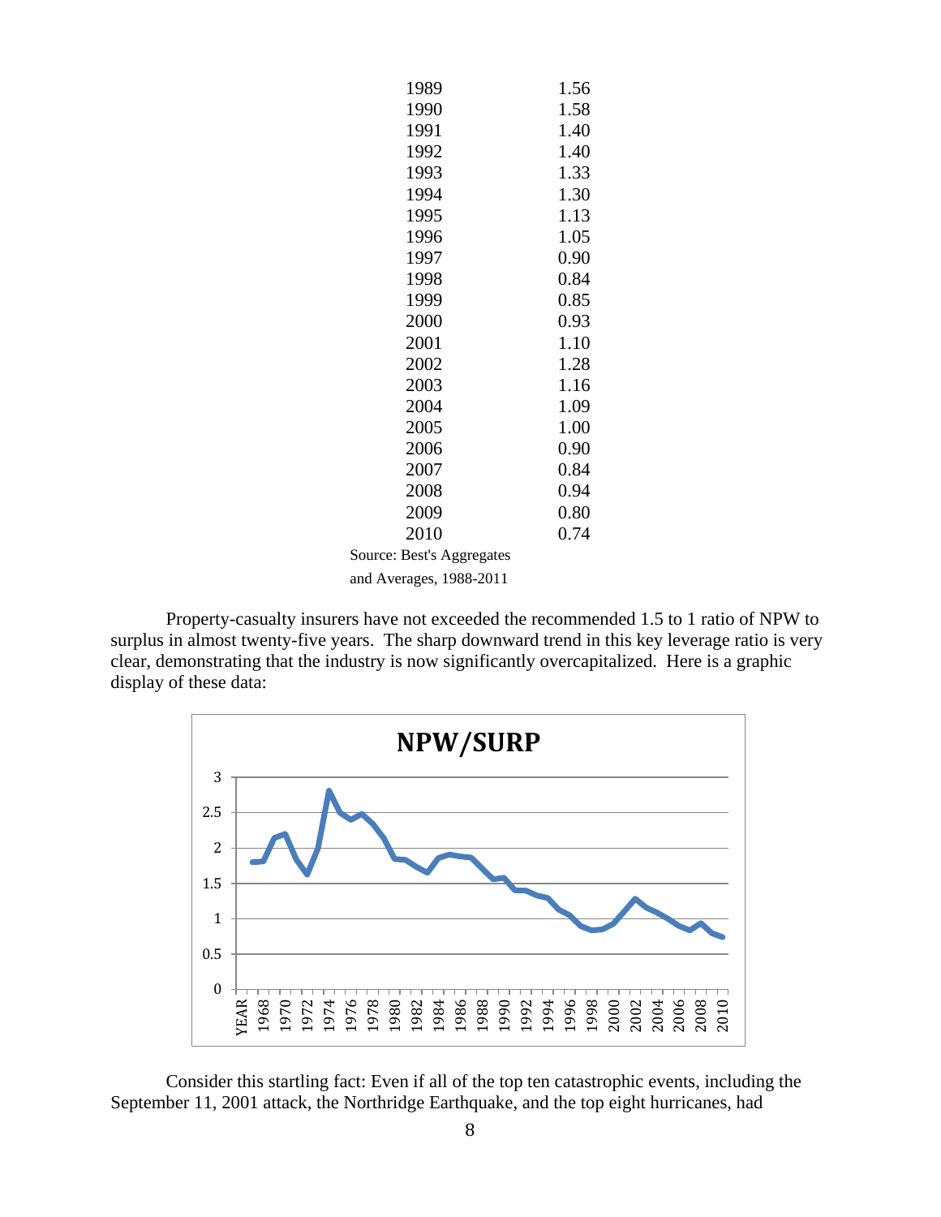| | |
|---|---|
| 1989 | 1.56 |
| 1990 | 1.58 |
| 1991 | 1.40 |
| 1992 | 1.40 |
| 1993 | 1.33 |
| 1994 | 1.30 |
| 1995 | 1.13 |
| 1996 | 1.05 |
| 1997 | 0.90 |
| 1998 | 0.84 |
| 1999 | 0.85 |
| 2000 | 0.93 |
| 2001 | 1.10 |
| 2002 | 1.28 |
| 2003 | 1.16 |
| 2004 | 1.09 |
| 2005 | 1.00 |
| 2006 | 0.90 |
| 2007 | 0.84 |
| 2008 | 0.94 |
| 2009 | 0.80 |
| 2010 | 0.74 |

Source: Best's Aggregates and Averages, 1988-2011

Property-casualty insurers have not exceeded the recommended 1.5 to 1 ratio of NPW to surplus in almost twenty-five years. The sharp downward trend in this key leverage ratio is very clear, demonstrating that the industry is now significantly overcapitalized. Here is a graphic display of these data:

**NPW/SURP**

Consider this startling fact: Even if all of the top ten catastrophic events, including the September 11, 2001 attack, the Northridge Earthquake, and the top eight hurricanes, had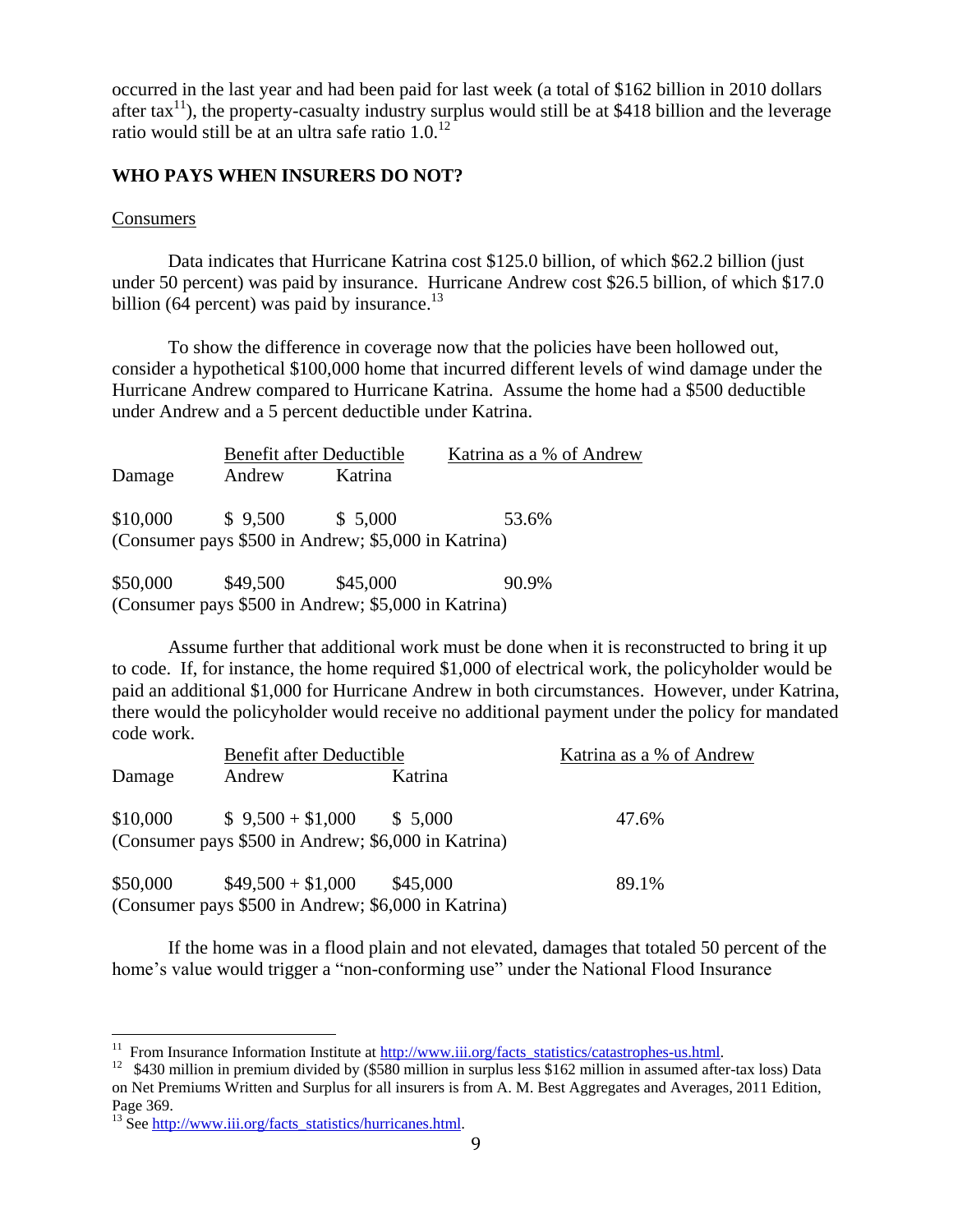occurred in the last year and had been paid for last week (a total of $162 billion in 2010 dollars after tax[11]), the property-casualty industry surplus would still be at $418 billion and the leverage ratio would still be at an ultra safe ratio 1.0.[12]

## WHO PAYS WHEN INSURERS DO NOT?

### Consumers

Data indicates that Hurricane Katrina cost $125.0 billion, of which $62.2 billion (just under 50 percent) was paid by insurance. Hurricane Andrew cost $26.5 billion, of which $17.0 billion (64 percent) was paid by insurance.[13]

To show the difference in coverage now that the policies have been hollowed out, consider a hypothetical $100,000 home that incurred different levels of wind damage under the Hurricane Andrew compared to Hurricane Katrina. Assume the home had a $500 deductible under Andrew and a 5 percent deductible under Katrina.

| | Benefit after Deductible | | Katrina as a % of Andrew |
|---|---|---|---|
| Damage | Andrew | Katrina | |
| $10,000 | $ 9,500 | $ 5,000 | 53.6% |
| (Consumer pays $500 in Andrew; $5,000 in Katrina) | | | |
| $50,000 | $49,500 | $45,000 | 90.9% |
| (Consumer pays $500 in Andrew; $5,000 in Katrina) | | | |

Assume further that additional work must be done when it is reconstructed to bring it up to code. If, for instance, the home required $1,000 of electrical work, the policyholder would be paid an additional $1,000 for Hurricane Andrew in both circumstances. However, under Katrina, there would the policyholder would receive no additional payment under the policy for mandated code work.

| | Benefit after Deductible | | Katrina as a % of Andrew |
|---|---|---|---|
| Damage | Andrew | Katrina | |
| $10,000 | $ 9,500 + $1,000 | $ 5,000 | 47.6% |
| (Consumer pays $500 in Andrew; $6,000 in Katrina) | | | |
| $50,000 | $49,500 + $1,000 | $45,000 | 89.1% |
| (Consumer pays $500 in Andrew; $6,000 in Katrina) | | | |

If the home was in a flood plain and not elevated, damages that totaled 50 percent of the home's value would trigger a "non-conforming use" under the National Flood Insurance

---

[11] From Insurance Information Institute at http://www.iii.org/facts_statistics/catastrophes-us.html.

[12] $430 million in premium divided by ($580 million in surplus less $162 million in assumed after-tax loss) Data on Net Premiums Written and Surplus for all insurers is from A. M. Best Aggregates and Averages, 2011 Edition, Page 369.

[13] See http://www.iii.org/facts_statistics/hurricanes.html.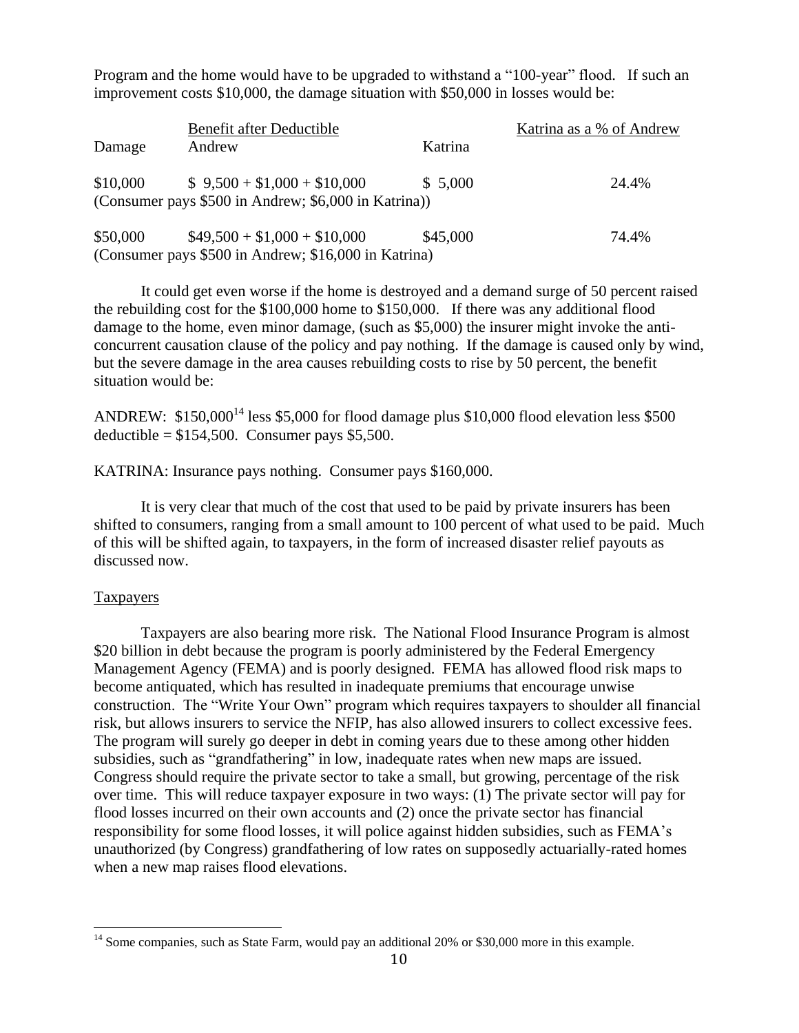Program and the home would have to be upgraded to withstand a "100-year" flood. If such an improvement costs $10,000, the damage situation with $50,000 in losses would be:

| | Benefit after Deductible | | Katrina as a % of Andrew |
|---|---|---|---|
| Damage | Andrew | Katrina | |
| $10,000 | $ 9,500 + $1,000 + $10,000 | $ 5,000 | 24.4% |
| (Consumer pays $500 in Andrew; $6,000 in Katrina)) | | | |
| $50,000 | $49,500 + $1,000 + $10,000 | $45,000 | 74.4% |
| (Consumer pays $500 in Andrew; $16,000 in Katrina) | | | |

It could get even worse if the home is destroyed and a demand surge of 50 percent raised the rebuilding cost for the $100,000 home to $150,000. If there was any additional flood damage to the home, even minor damage, (such as $5,000) the insurer might invoke the anti-concurrent causation clause of the policy and pay nothing. If the damage is caused only by wind, but the severe damage in the area causes rebuilding costs to rise by 50 percent, the benefit situation would be:

ANDREW: $150,000[14] less $5,000 for flood damage plus $10,000 flood elevation less $500 deductible = $154,500. Consumer pays $5,500.

KATRINA: Insurance pays nothing. Consumer pays $160,000.

It is very clear that much of the cost that used to be paid by private insurers has been shifted to consumers, ranging from a small amount to 100 percent of what used to be paid. Much of this will be shifted again, to taxpayers, in the form of increased disaster relief payouts as discussed now.

## Taxpayers

Taxpayers are also bearing more risk. The National Flood Insurance Program is almost $20 billion in debt because the program is poorly administered by the Federal Emergency Management Agency (FEMA) and is poorly designed. FEMA has allowed flood risk maps to become antiquated, which has resulted in inadequate premiums that encourage unwise construction. The "Write Your Own" program which requires taxpayers to shoulder all financial risk, but allows insurers to service the NFIP, has also allowed insurers to collect excessive fees. The program will surely go deeper in debt in coming years due to these among other hidden subsidies, such as "grandfathering" in low, inadequate rates when new maps are issued. Congress should require the private sector to take a small, but growing, percentage of the risk over time. This will reduce taxpayer exposure in two ways: (1) The private sector will pay for flood losses incurred on their own accounts and (2) once the private sector has financial responsibility for some flood losses, it will police against hidden subsidies, such as FEMA's unauthorized (by Congress) grandfathering of low rates on supposedly actuarially-rated homes when a new map raises flood elevations.

[14] Some companies, such as State Farm, would pay an additional 20% or $30,000 more in this example.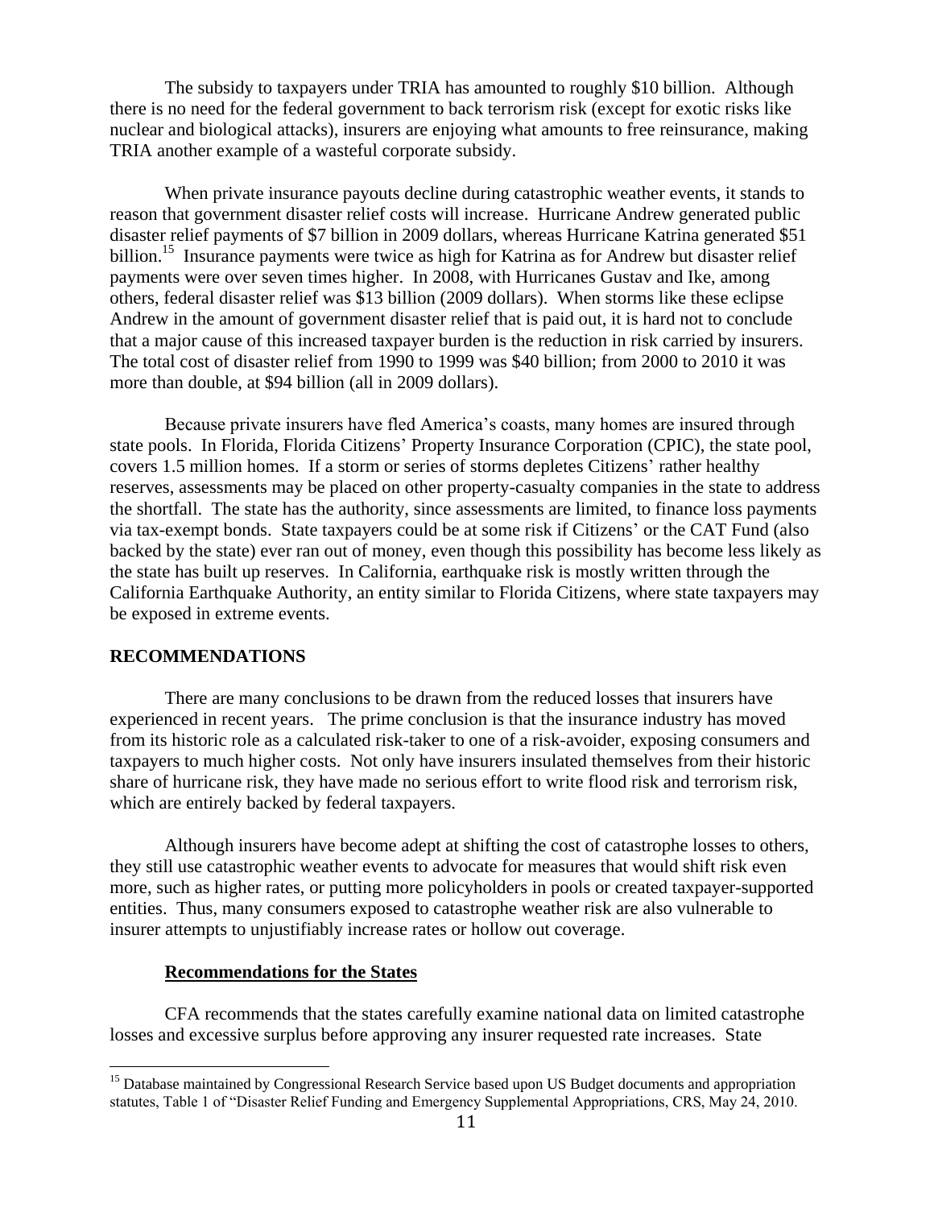The subsidy to taxpayers under TRIA has amounted to roughly \$10 billion. Although there is no need for the federal government to back terrorism risk (except for exotic risks like nuclear and biological attacks), insurers are enjoying what amounts to free reinsurance, making TRIA another example of a wasteful corporate subsidy.

When private insurance payouts decline during catastrophic weather events, it stands to reason that government disaster relief costs will increase. Hurricane Andrew generated public disaster relief payments of \$7 billion in 2009 dollars, whereas Hurricane Katrina generated \$51 billion.[15] Insurance payments were twice as high for Katrina as for Andrew but disaster relief payments were over seven times higher. In 2008, with Hurricanes Gustav and Ike, among others, federal disaster relief was \$13 billion (2009 dollars). When storms like these eclipse Andrew in the amount of government disaster relief that is paid out, it is hard not to conclude that a major cause of this increased taxpayer burden is the reduction in risk carried by insurers. The total cost of disaster relief from 1990 to 1999 was \$40 billion; from 2000 to 2010 it was more than double, at \$94 billion (all in 2009 dollars).

Because private insurers have fled America's coasts, many homes are insured through state pools. In Florida, Florida Citizens' Property Insurance Corporation (CPIC), the state pool, covers 1.5 million homes. If a storm or series of storms depletes Citizens' rather healthy reserves, assessments may be placed on other property-casualty companies in the state to address the shortfall. The state has the authority, since assessments are limited, to finance loss payments via tax-exempt bonds. State taxpayers could be at some risk if Citizens' or the CAT Fund (also backed by the state) ever ran out of money, even though this possibility has become less likely as the state has built up reserves. In California, earthquake risk is mostly written through the California Earthquake Authority, an entity similar to Florida Citizens, where state taxpayers may be exposed in extreme events.

## RECOMMENDATIONS

There are many conclusions to be drawn from the reduced losses that insurers have experienced in recent years. The prime conclusion is that the insurance industry has moved from its historic role as a calculated risk-taker to one of a risk-avoider, exposing consumers and taxpayers to much higher costs. Not only have insurers insulated themselves from their historic share of hurricane risk, they have made no serious effort to write flood risk and terrorism risk, which are entirely backed by federal taxpayers.

Although insurers have become adept at shifting the cost of catastrophe losses to others, they still use catastrophic weather events to advocate for measures that would shift risk even more, such as higher rates, or putting more policyholders in pools or created taxpayer-supported entities. Thus, many consumers exposed to catastrophe weather risk are also vulnerable to insurer attempts to unjustifiably increase rates or hollow out coverage.

### Recommendations for the States

CFA recommends that the states carefully examine national data on limited catastrophe losses and excessive surplus before approving any insurer requested rate increases. State

[15] Database maintained by Congressional Research Service based upon US Budget documents and appropriation statutes, Table 1 of "Disaster Relief Funding and Emergency Supplemental Appropriations, CRS, May 24, 2010.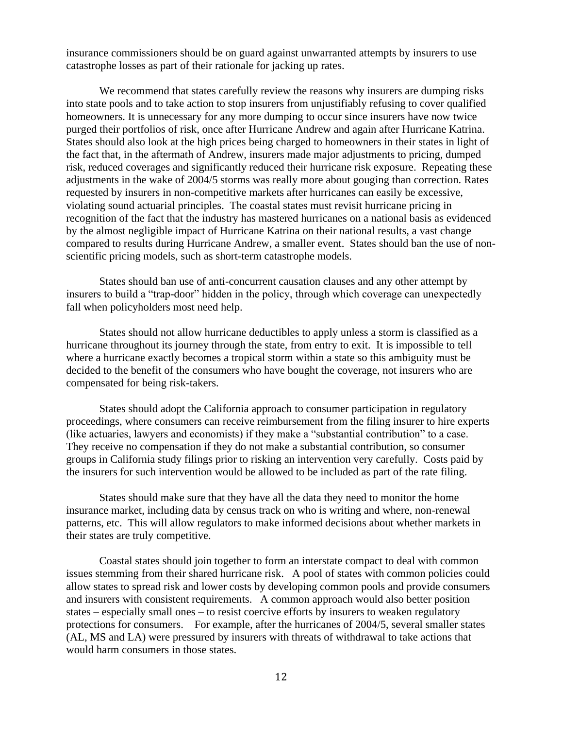insurance commissioners should be on guard against unwarranted attempts by insurers to use catastrophe losses as part of their rationale for jacking up rates.

We recommend that states carefully review the reasons why insurers are dumping risks into state pools and to take action to stop insurers from unjustifiably refusing to cover qualified homeowners. It is unnecessary for any more dumping to occur since insurers have now twice purged their portfolios of risk, once after Hurricane Andrew and again after Hurricane Katrina. States should also look at the high prices being charged to homeowners in their states in light of the fact that, in the aftermath of Andrew, insurers made major adjustments to pricing, dumped risk, reduced coverages and significantly reduced their hurricane risk exposure. Repeating these adjustments in the wake of 2004/5 storms was really more about gouging than correction. Rates requested by insurers in non-competitive markets after hurricanes can easily be excessive, violating sound actuarial principles. The coastal states must revisit hurricane pricing in recognition of the fact that the industry has mastered hurricanes on a national basis as evidenced by the almost negligible impact of Hurricane Katrina on their national results, a vast change compared to results during Hurricane Andrew, a smaller event. States should ban the use of non-scientific pricing models, such as short-term catastrophe models.

States should ban use of anti-concurrent causation clauses and any other attempt by insurers to build a "trap-door" hidden in the policy, through which coverage can unexpectedly fall when policyholders most need help.

States should not allow hurricane deductibles to apply unless a storm is classified as a hurricane throughout its journey through the state, from entry to exit. It is impossible to tell where a hurricane exactly becomes a tropical storm within a state so this ambiguity must be decided to the benefit of the consumers who have bought the coverage, not insurers who are compensated for being risk-takers.

States should adopt the California approach to consumer participation in regulatory proceedings, where consumers can receive reimbursement from the filing insurer to hire experts (like actuaries, lawyers and economists) if they make a "substantial contribution" to a case. They receive no compensation if they do not make a substantial contribution, so consumer groups in California study filings prior to risking an intervention very carefully. Costs paid by the insurers for such intervention would be allowed to be included as part of the rate filing.

States should make sure that they have all the data they need to monitor the home insurance market, including data by census track on who is writing and where, non-renewal patterns, etc. This will allow regulators to make informed decisions about whether markets in their states are truly competitive.

Coastal states should join together to form an interstate compact to deal with common issues stemming from their shared hurricane risk. A pool of states with common policies could allow states to spread risk and lower costs by developing common pools and provide consumers and insurers with consistent requirements. A common approach would also better position states – especially small ones – to resist coercive efforts by insurers to weaken regulatory protections for consumers. For example, after the hurricanes of 2004/5, several smaller states (AL, MS and LA) were pressured by insurers with threats of withdrawal to take actions that would harm consumers in those states.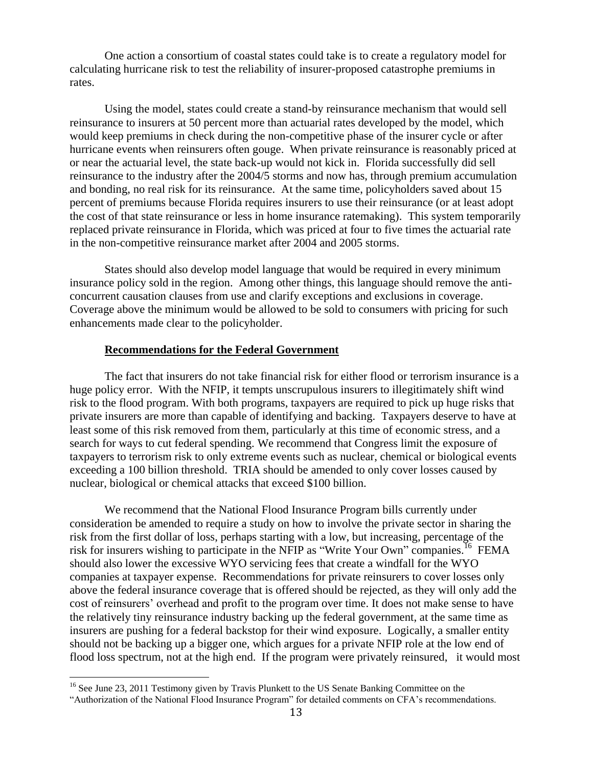One action a consortium of coastal states could take is to create a regulatory model for calculating hurricane risk to test the reliability of insurer-proposed catastrophe premiums in rates.

Using the model, states could create a stand-by reinsurance mechanism that would sell reinsurance to insurers at 50 percent more than actuarial rates developed by the model, which would keep premiums in check during the non-competitive phase of the insurer cycle or after hurricane events when reinsurers often gouge. When private reinsurance is reasonably priced at or near the actuarial level, the state back-up would not kick in. Florida successfully did sell reinsurance to the industry after the 2004/5 storms and now has, through premium accumulation and bonding, no real risk for its reinsurance. At the same time, policyholders saved about 15 percent of premiums because Florida requires insurers to use their reinsurance (or at least adopt the cost of that state reinsurance or less in home insurance ratemaking). This system temporarily replaced private reinsurance in Florida, which was priced at four to five times the actuarial rate in the non-competitive reinsurance market after 2004 and 2005 storms.

States should also develop model language that would be required in every minimum insurance policy sold in the region. Among other things, this language should remove the anti-concurrent causation clauses from use and clarify exceptions and exclusions in coverage. Coverage above the minimum would be allowed to be sold to consumers with pricing for such enhancements made clear to the policyholder.

### Recommendations for the Federal Government

The fact that insurers do not take financial risk for either flood or terrorism insurance is a huge policy error. With the NFIP, it tempts unscrupulous insurers to illegitimately shift wind risk to the flood program. With both programs, taxpayers are required to pick up huge risks that private insurers are more than capable of identifying and backing. Taxpayers deserve to have at least some of this risk removed from them, particularly at this time of economic stress, and a search for ways to cut federal spending. We recommend that Congress limit the exposure of taxpayers to terrorism risk to only extreme events such as nuclear, chemical or biological events exceeding a 100 billion threshold. TRIA should be amended to only cover losses caused by nuclear, biological or chemical attacks that exceed $100 billion.

We recommend that the National Flood Insurance Program bills currently under consideration be amended to require a study on how to involve the private sector in sharing the risk from the first dollar of loss, perhaps starting with a low, but increasing, percentage of the risk for insurers wishing to participate in the NFIP as "Write Your Own" companies.[16] FEMA should also lower the excessive WYO servicing fees that create a windfall for the WYO companies at taxpayer expense. Recommendations for private reinsurers to cover losses only above the federal insurance coverage that is offered should be rejected, as they will only add the cost of reinsurers' overhead and profit to the program over time. It does not make sense to have the relatively tiny reinsurance industry backing up the federal government, at the same time as insurers are pushing for a federal backstop for their wind exposure. Logically, a smaller entity should not be backing up a bigger one, which argues for a private NFIP role at the low end of flood loss spectrum, not at the high end. If the program were privately reinsured, it would most

[16] See June 23, 2011 Testimony given by Travis Plunkett to the US Senate Banking Committee on the "Authorization of the National Flood Insurance Program" for detailed comments on CFA's recommendations.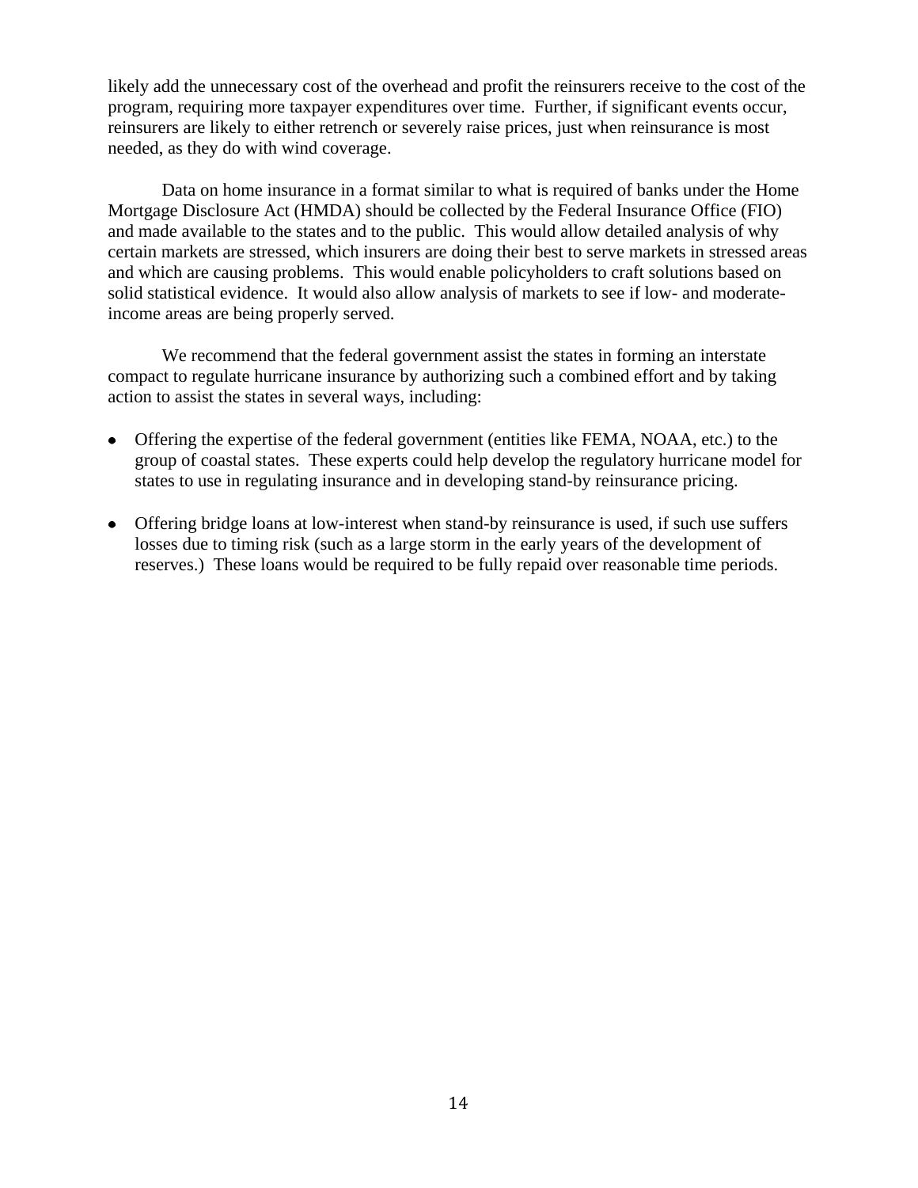likely add the unnecessary cost of the overhead and profit the reinsurers receive to the cost of the program, requiring more taxpayer expenditures over time. Further, if significant events occur, reinsurers are likely to either retrench or severely raise prices, just when reinsurance is most needed, as they do with wind coverage.

Data on home insurance in a format similar to what is required of banks under the Home Mortgage Disclosure Act (HMDA) should be collected by the Federal Insurance Office (FIO) and made available to the states and to the public. This would allow detailed analysis of why certain markets are stressed, which insurers are doing their best to serve markets in stressed areas and which are causing problems. This would enable policyholders to craft solutions based on solid statistical evidence. It would also allow analysis of markets to see if low- and moderate-income areas are being properly served.

We recommend that the federal government assist the states in forming an interstate compact to regulate hurricane insurance by authorizing such a combined effort and by taking action to assist the states in several ways, including:

- Offering the expertise of the federal government (entities like FEMA, NOAA, etc.) to the group of coastal states. These experts could help develop the regulatory hurricane model for states to use in regulating insurance and in developing stand-by reinsurance pricing.
- Offering bridge loans at low-interest when stand-by reinsurance is used, if such use suffers losses due to timing risk (such as a large storm in the early years of the development of reserves.) These loans would be required to be fully repaid over reasonable time periods.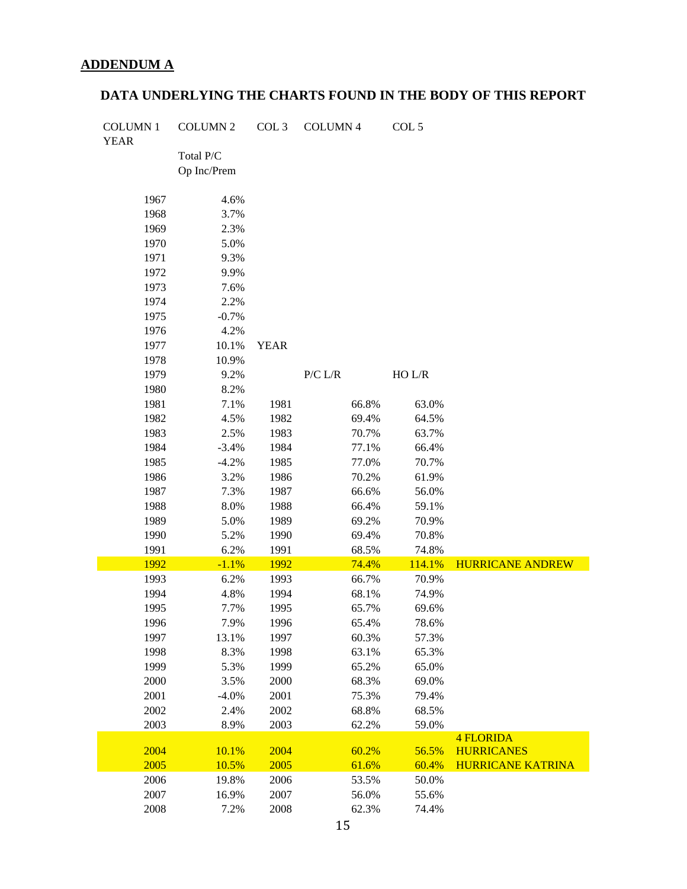## ADDENDUM A

### DATA UNDERLYING THE CHARTS FOUND IN THE BODY OF THIS REPORT

| COLUMN 1 YEAR | COLUMN 2 Total P/C Op Inc/Prem | COL 3 YEAR | COLUMN 4 P/C L/R | COL 5 HO L/R | |
|---|---|---|---|---|---|
| 1967 | 4.6% | | | | |
| 1968 | 3.7% | | | | |
| 1969 | 2.3% | | | | |
| 1970 | 5.0% | | | | |
| 1971 | 9.3% | | | | |
| 1972 | 9.9% | | | | |
| 1973 | 7.6% | | | | |
| 1974 | 2.2% | | | | |
| 1975 | -0.7% | | | | |
| 1976 | 4.2% | | | | |
| 1977 | 10.1% | | | | |
| 1978 | 10.9% | | | | |
| 1979 | 9.2% | | | | |
| 1980 | 8.2% | | | | |
| 1981 | 7.1% | 1981 | 66.8% | 63.0% | |
| 1982 | 4.5% | 1982 | 69.4% | 64.5% | |
| 1983 | 2.5% | 1983 | 70.7% | 63.7% | |
| 1984 | -3.4% | 1984 | 77.1% | 66.4% | |
| 1985 | -4.2% | 1985 | 77.0% | 70.7% | |
| 1986 | 3.2% | 1986 | 70.2% | 61.9% | |
| 1987 | 7.3% | 1987 | 66.6% | 56.0% | |
| 1988 | 8.0% | 1988 | 66.4% | 59.1% | |
| 1989 | 5.0% | 1989 | 69.2% | 70.9% | |
| 1990 | 5.2% | 1990 | 69.4% | 70.8% | |
| 1991 | 6.2% | 1991 | 68.5% | 74.8% | |
| 1992 | -1.1% | 1992 | 74.4% | 114.1% | HURRICANE ANDREW |
| 1993 | 6.2% | 1993 | 66.7% | 70.9% | |
| 1994 | 4.8% | 1994 | 68.1% | 74.9% | |
| 1995 | 7.7% | 1995 | 65.7% | 69.6% | |
| 1996 | 7.9% | 1996 | 65.4% | 78.6% | |
| 1997 | 13.1% | 1997 | 60.3% | 57.3% | |
| 1998 | 8.3% | 1998 | 63.1% | 65.3% | |
| 1999 | 5.3% | 1999 | 65.2% | 65.0% | |
| 2000 | 3.5% | 2000 | 68.3% | 69.0% | |
| 2001 | -4.0% | 2001 | 75.3% | 79.4% | |
| 2002 | 2.4% | 2002 | 68.8% | 68.5% | |
| 2003 | 8.9% | 2003 | 62.2% | 59.0% | |
| 2004 | 10.1% | 2004 | 60.2% | 56.5% | 4 FLORIDA HURRICANES |
| 2005 | 10.5% | 2005 | 61.6% | 60.4% | HURRICANE KATRINA |
| 2006 | 19.8% | 2006 | 53.5% | 50.0% | |
| 2007 | 16.9% | 2007 | 56.0% | 55.6% | |
| 2008 | 7.2% | 2008 | 62.3% | 74.4% | |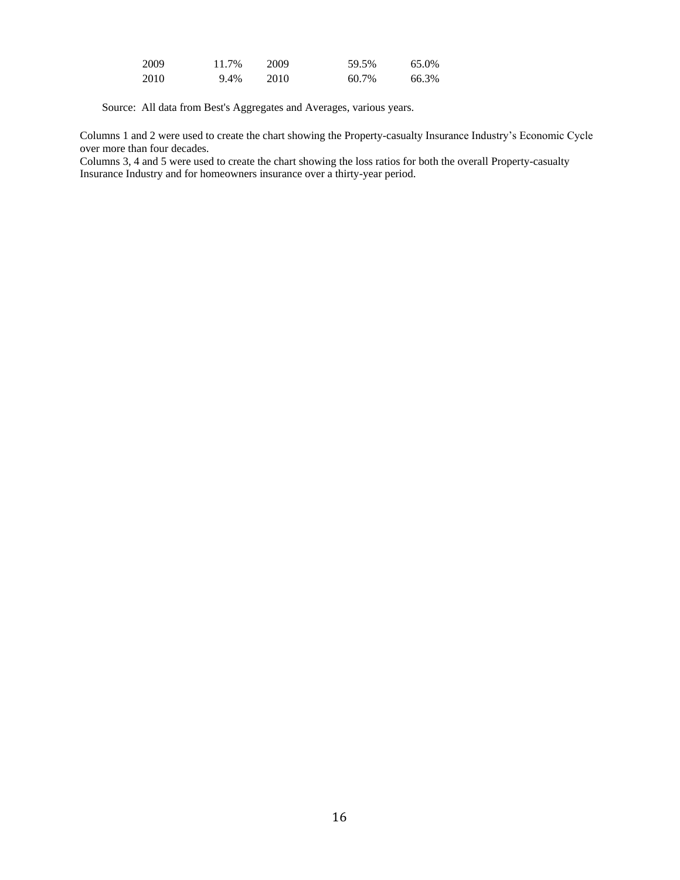| | | | | |
|---|---|---|---|---|
| 2009 | 11.7% | 2009 | 59.5% | 65.0% |
| 2010 | 9.4% | 2010 | 60.7% | 66.3% |

Source: All data from Best's Aggregates and Averages, various years.

Columns 1 and 2 were used to create the chart showing the Property-casualty Insurance Industry's Economic Cycle over more than four decades.
Columns 3, 4 and 5 were used to create the chart showing the loss ratios for both the overall Property-casualty Insurance Industry and for homeowners insurance over a thirty-year period.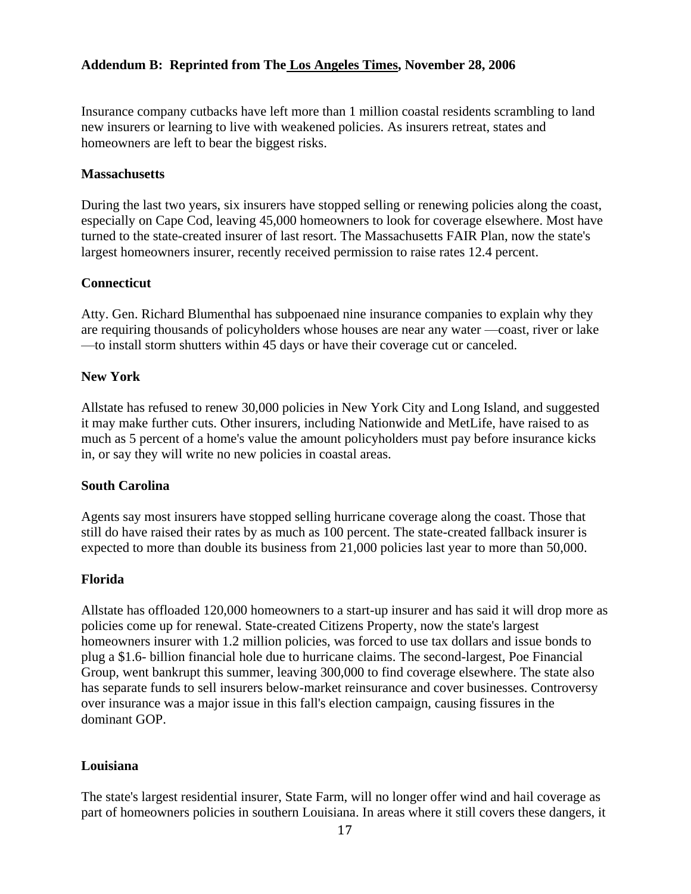**Addendum B: Reprinted from The Los Angeles Times, November 28, 2006**

Insurance company cutbacks have left more than 1 million coastal residents scrambling to land new insurers or learning to live with weakened policies. As insurers retreat, states and homeowners are left to bear the biggest risks.

**Massachusetts**

During the last two years, six insurers have stopped selling or renewing policies along the coast, especially on Cape Cod, leaving 45,000 homeowners to look for coverage elsewhere. Most have turned to the state-created insurer of last resort. The Massachusetts FAIR Plan, now the state's largest homeowners insurer, recently received permission to raise rates 12.4 percent.

**Connecticut**

Atty. Gen. Richard Blumenthal has subpoenaed nine insurance companies to explain why they are requiring thousands of policyholders whose houses are near any water —coast, river or lake —to install storm shutters within 45 days or have their coverage cut or canceled.

**New York**

Allstate has refused to renew 30,000 policies in New York City and Long Island, and suggested it may make further cuts. Other insurers, including Nationwide and MetLife, have raised to as much as 5 percent of a home's value the amount policyholders must pay before insurance kicks in, or say they will write no new policies in coastal areas.

**South Carolina**

Agents say most insurers have stopped selling hurricane coverage along the coast. Those that still do have raised their rates by as much as 100 percent. The state-created fallback insurer is expected to more than double its business from 21,000 policies last year to more than 50,000.

**Florida**

Allstate has offloaded 120,000 homeowners to a start-up insurer and has said it will drop more as policies come up for renewal. State-created Citizens Property, now the state's largest homeowners insurer with 1.2 million policies, was forced to use tax dollars and issue bonds to plug a $1.6- billion financial hole due to hurricane claims. The second-largest, Poe Financial Group, went bankrupt this summer, leaving 300,000 to find coverage elsewhere. The state also has separate funds to sell insurers below-market reinsurance and cover businesses. Controversy over insurance was a major issue in this fall's election campaign, causing fissures in the dominant GOP.

**Louisiana**

The state's largest residential insurer, State Farm, will no longer offer wind and hail coverage as part of homeowners policies in southern Louisiana. In areas where it still covers these dangers, it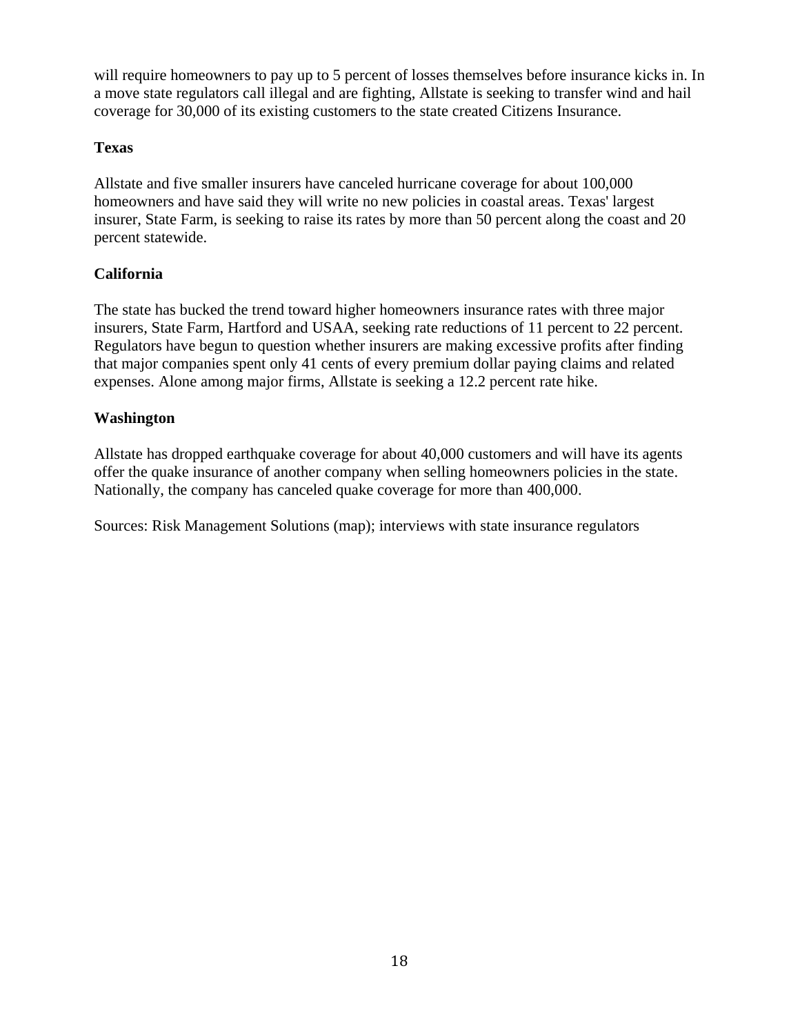will require homeowners to pay up to 5 percent of losses themselves before insurance kicks in. In a move state regulators call illegal and are fighting, Allstate is seeking to transfer wind and hail coverage for 30,000 of its existing customers to the state created Citizens Insurance.

**Texas**

Allstate and five smaller insurers have canceled hurricane coverage for about 100,000 homeowners and have said they will write no new policies in coastal areas. Texas' largest insurer, State Farm, is seeking to raise its rates by more than 50 percent along the coast and 20 percent statewide.

**California**

The state has bucked the trend toward higher homeowners insurance rates with three major insurers, State Farm, Hartford and USAA, seeking rate reductions of 11 percent to 22 percent. Regulators have begun to question whether insurers are making excessive profits after finding that major companies spent only 41 cents of every premium dollar paying claims and related expenses. Alone among major firms, Allstate is seeking a 12.2 percent rate hike.

**Washington**

Allstate has dropped earthquake coverage for about 40,000 customers and will have its agents offer the quake insurance of another company when selling homeowners policies in the state. Nationally, the company has canceled quake coverage for more than 400,000.

Sources: Risk Management Solutions (map); interviews with state insurance regulators